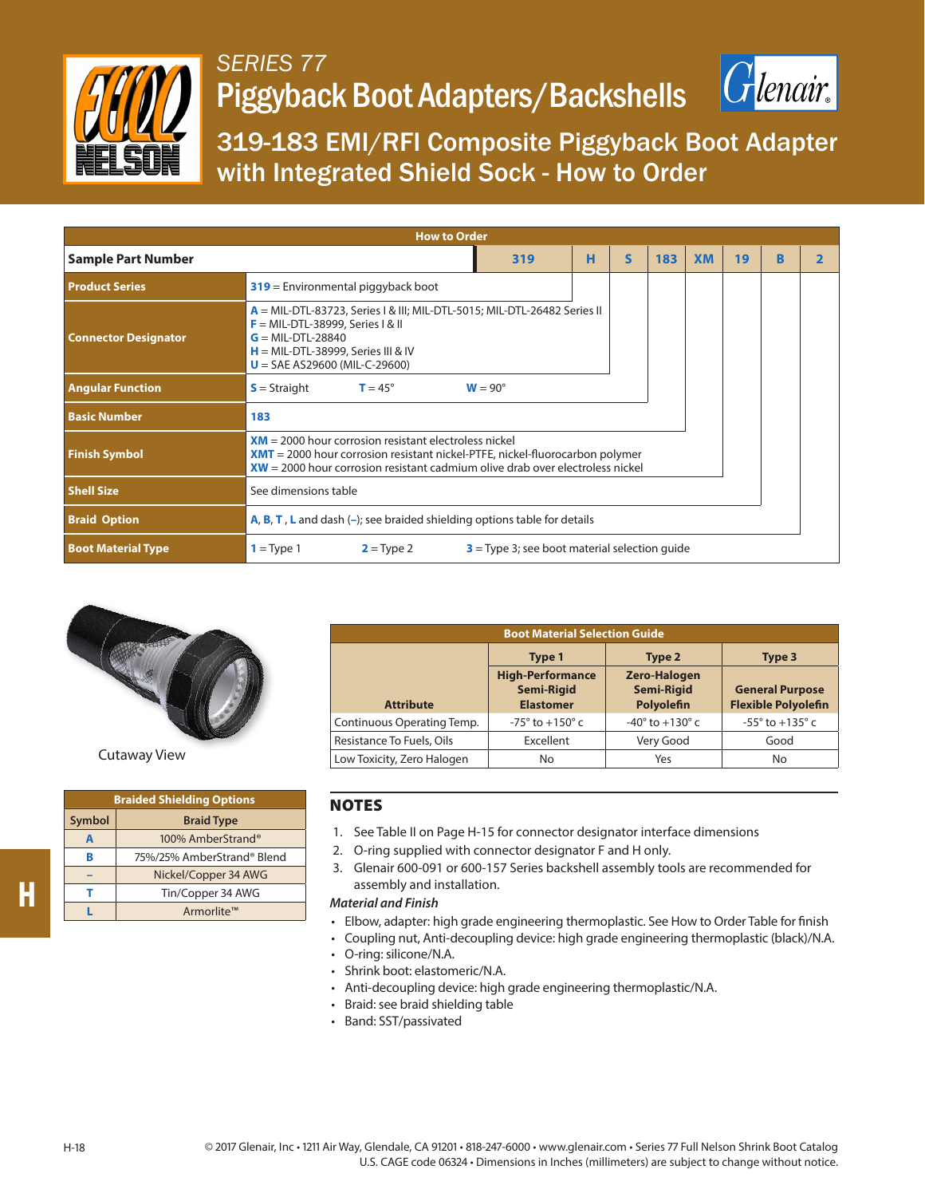# SERIES 77

# Piggyback Boot Adapters/Backshells

## 319-183 EMI/RFI Composite Piggyback Boot Adapter with Integrated Shield Sock - How to Order

| How to Order | | | | | | | | |
|---|---|---|---|---|---|---|---|---|
| **Sample Part Number** | 319 | H | S | 183 | XM | 19 | B | 2 |
| **Product Series** | 319 = Environmental piggyback boot | | | | | | | |
| **Connector Designator** | A = MIL-DTL-83723, Series I & III; MIL-DTL-5015; MIL-DTL-26482 Series II<br>F = MIL-DTL-38999, Series I & II<br>G = MIL-DTL-28840<br>H = MIL-DTL-38999, Series III & IV<br>U = SAE AS29600 (MIL-C-29600) | | | | | | | |
| **Angular Function** | S = Straight T = 45° W = 90° | | | | | | | |
| **Basic Number** | 183 | | | | | | | |
| **Finish Symbol** | XM = 2000 hour corrosion resistant electroless nickel<br>XMT = 2000 hour corrosion resistant nickel-PTFE, nickel-fluorocarbon polymer<br>XW = 2000 hour corrosion resistant cadmium olive drab over electroless nickel | | | | | | | |
| **Shell Size** | See dimensions table | | | | | | | |
| **Braid Option** | A, B, T , L and dash (–); see braided shielding options table for details | | | | | | | |
| **Boot Material Type** | 1 = Type 1 2 = Type 2 3 = Type 3; see boot material selection guide | | | | | | | |

Cutaway View

| Braided Shielding Options | |
|---|---|
| **Symbol** | **Braid Type** |
| A | 100% AmberStrand® |
| B | 75%/25% AmberStrand® Blend |
| – | Nickel/Copper 34 AWG |
| T | Tin/Copper 34 AWG |
| L | Armorlite™ |

| Boot Material Selection Guide | | | |
|---|---|---|---|
| | **Type 1** | **Type 2** | **Type 3** |
| **Attribute** | **High-Performance Semi-Rigid Elastomer** | **Zero-Halogen Semi-Rigid Polyolefin** | **General Purpose Flexible Polyolefin** |
| Continuous Operating Temp. | -75° to +150° c | -40° to +130° c | -55° to +135° c |
| Resistance To Fuels, Oils | Excellent | Very Good | Good |
| Low Toxicity, Zero Halogen | No | Yes | No |

## NOTES

1. See Table II on Page H-15 for connector designator interface dimensions
2. O-ring supplied with connector designator F and H only.
3. Glenair 600-091 or 600-157 Series backshell assembly tools are recommended for assembly and installation.

*Material and Finish*

- Elbow, adapter: high grade engineering thermoplastic. See How to Order Table for finish
- Coupling nut, Anti-decoupling device: high grade engineering thermoplastic (black)/N.A.
- O-ring: silicone/N.A.
- Shrink boot: elastomeric/N.A.
- Anti-decoupling device: high grade engineering thermoplastic/N.A.
- Braid: see braid shielding table
- Band: SST/passivated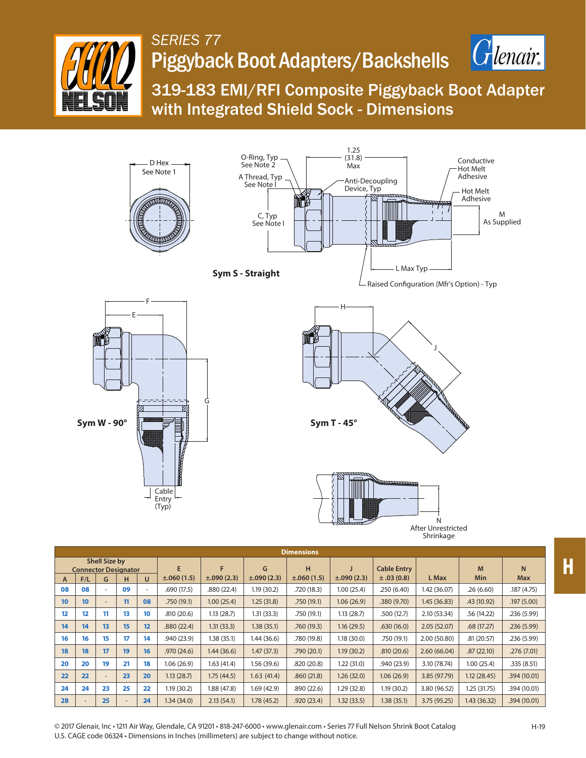# SERIES 77
# Piggyback Boot Adapters/Backshells

## 319-183 EMI/RFI Composite Piggyback Boot Adapter with Integrated Shield Sock - Dimensions

D Hex
See Note 1

O-Ring, Typ
See Note 2

A Thread, Typ
See Note I

C, Typ
See Note I

1.25
(31.8)
Max

Anti-Decoupling
Device, Typ

Conductive
Hot Melt
Adhesive

Hot Melt
Adhesive

M
As Supplied

L Max Typ

Raised Configuration (Mfr's Option) - Typ

**Sym S - Straight**

F

E

G

**Sym W - 90°**

Cable
Entry
(Typ)

H

J

**Sym T - 45°**

N
After Unrestricted
Shrinkage

| Dimensions | | | | | | | | | | | | | |
|---|---|---|---|---|---|---|---|---|---|---|---|---|---|
| Shell Size by Connector Designator | | | | | E | F | G | H | J | Cable Entry | L Max | M | N |
| A | F/L | G | H | U | ±.060 (1.5) | ±.090 (2.3) | ±.090 (2.3) | ±.060 (1.5) | ±.090 (2.3) | ± .03 (0.8) | | Min | Max |
| 08 | 08 | - | 09 | - | .690 (17.5) | .880 (22.4) | 1.19 (30.2) | .720 (18.3) | 1.00 (25.4) | .250 (6.40) | 1.42 (36.07) | .26 (6.60) | .187 (4.75) |
| 10 | 10 | - | 11 | 08 | .750 (19.1) | 1.00 (25.4) | 1.25 (31.8) | .750 (19.1) | 1.06 (26.9) | .380 (9.70) | 1.45 (36.83) | .43 (10.92) | .197 (5.00) |
| 12 | 12 | 11 | 13 | 10 | .810 (20.6) | 1.13 (28.7) | 1.31 (33.3) | .750 (19.1) | 1.13 (28.7) | .500 (12.7) | 2.10 (53.34) | .56 (14.22) | .236 (5.99) |
| 14 | 14 | 13 | 15 | 12 | .880 (22.4) | 1.31 (33.3) | 1.38 (35.1) | .760 (19.3) | 1.16 (29.5) | .630 (16.0) | 2.05 (52.07) | .68 (17.27) | .236 (5.99) |
| 16 | 16 | 15 | 17 | 14 | .940 (23.9) | 1.38 (35.1) | 1.44 (36.6) | .780 (19.8) | 1.18 (30.0) | .750 (19.1) | 2.00 (50.80) | .81 (20.57) | .236 (5.99) |
| 18 | 18 | 17 | 19 | 16 | .970 (24.6) | 1.44 (36.6) | 1.47 (37.3) | .790 (20.1) | 1.19 (30.2) | .810 (20.6) | 2.60 (66.04) | .87 (22.10) | .276 (7.01) |
| 20 | 20 | 19 | 21 | 18 | 1.06 (26.9) | 1.63 (41.4) | 1.56 (39.6) | .820 (20.8) | 1.22 (31.0) | .940 (23.9) | 3.10 (78.74) | 1.00 (25.4) | .335 (8.51) |
| 22 | 22 | - | 23 | 20 | 1.13 (28.7) | 1.75 (44.5) | 1.63 (41.4) | .860 (21.8) | 1.26 (32.0) | 1.06 (26.9) | 3.85 (97.79) | 1.12 (28.45) | .394 (10.01) |
| 24 | 24 | 23 | 25 | 22 | 1.19 (30.2) | 1.88 (47.8) | 1.69 (42.9) | .890 (22.6) | 1.29 (32.8) | 1.19 (30.2) | 3.80 (96.52) | 1.25 (31.75) | .394 (10.01) |
| 28 | - | 25 | - | 24 | 1.34 (34.0) | 2.13 (54.1) | 1.78 (45.2) | .920 (23.4) | 1.32 (33.5) | 1.38 (35.1) | 3.75 (95.25) | 1.43 (36.32) | .394 (10.01) |

© 2017 Glenair, Inc • 1211 Air Way, Glendale, CA 91201 • 818-247-6000 • www.glenair.com • Series 77 Full Nelson Shrink Boot Catalog
U.S. CAGE code 06324 • Dimensions in Inches (millimeters) are subject to change without notice.